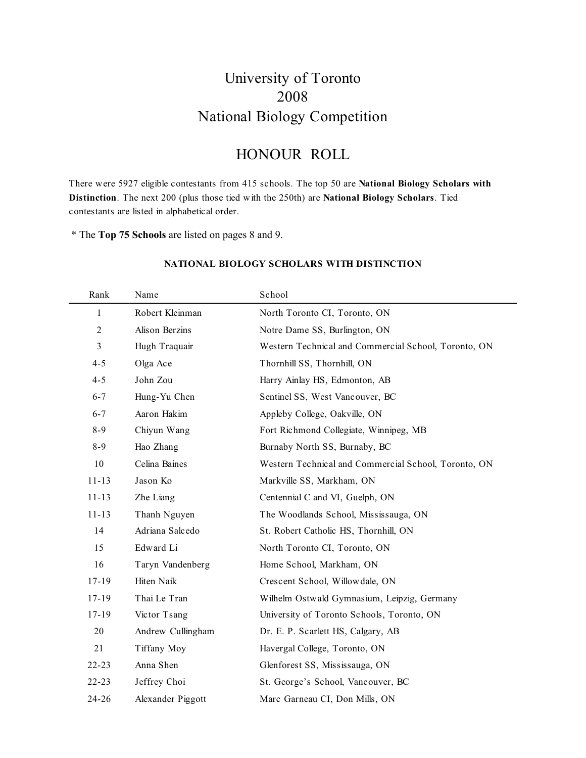# University of Toronto
# 2008
# National Biology Competition

## HONOUR ROLL

There were 5927 eligible contestants from 415 schools. The top 50 are **National Biology Scholars with Distinction**. The next 200 (plus those tied with the 250th) are **National Biology Scholars**. Tied contestants are listed in alphabetical order.

\* The **Top 75 Schools** are listed on pages 8 and 9.

### NATIONAL BIOLOGY SCHOLARS WITH DISTINCTION

| Rank | Name | School |
|---|---|---|
| 1 | Robert Kleinman | North Toronto CI, Toronto, ON |
| 2 | Alison Berzins | Notre Dame SS, Burlington, ON |
| 3 | Hugh Traquair | Western Technical and Commercial School, Toronto, ON |
| 4-5 | Olga Ace | Thornhill SS, Thornhill, ON |
| 4-5 | John Zou | Harry Ainlay HS, Edmonton, AB |
| 6-7 | Hung-Yu Chen | Sentinel SS, West Vancouver, BC |
| 6-7 | Aaron Hakim | Appleby College, Oakville, ON |
| 8-9 | Chiyun Wang | Fort Richmond Collegiate, Winnipeg, MB |
| 8-9 | Hao Zhang | Burnaby North SS, Burnaby, BC |
| 10 | Celina Baines | Western Technical and Commercial School, Toronto, ON |
| 11-13 | Jason Ko | Markville SS, Markham, ON |
| 11-13 | Zhe Liang | Centennial C and VI, Guelph, ON |
| 11-13 | Thanh Nguyen | The Woodlands School, Mississauga, ON |
| 14 | Adriana Salcedo | St. Robert Catholic HS, Thornhill, ON |
| 15 | Edward Li | North Toronto CI, Toronto, ON |
| 16 | Taryn Vandenberg | Home School, Markham, ON |
| 17-19 | Hiten Naik | Crescent School, Willowdale, ON |
| 17-19 | Thai Le Tran | Wilhelm Ostwald Gymnasium, Leipzig, Germany |
| 17-19 | Victor Tsang | University of Toronto Schools, Toronto, ON |
| 20 | Andrew Cullingham | Dr. E. P. Scarlett HS, Calgary, AB |
| 21 | Tiffany Moy | Havergal College, Toronto, ON |
| 22-23 | Anna Shen | Glenforest SS, Mississauga, ON |
| 22-23 | Jeffrey Choi | St. George's School, Vancouver, BC |
| 24-26 | Alexander Piggott | Marc Garneau CI, Don Mills, ON |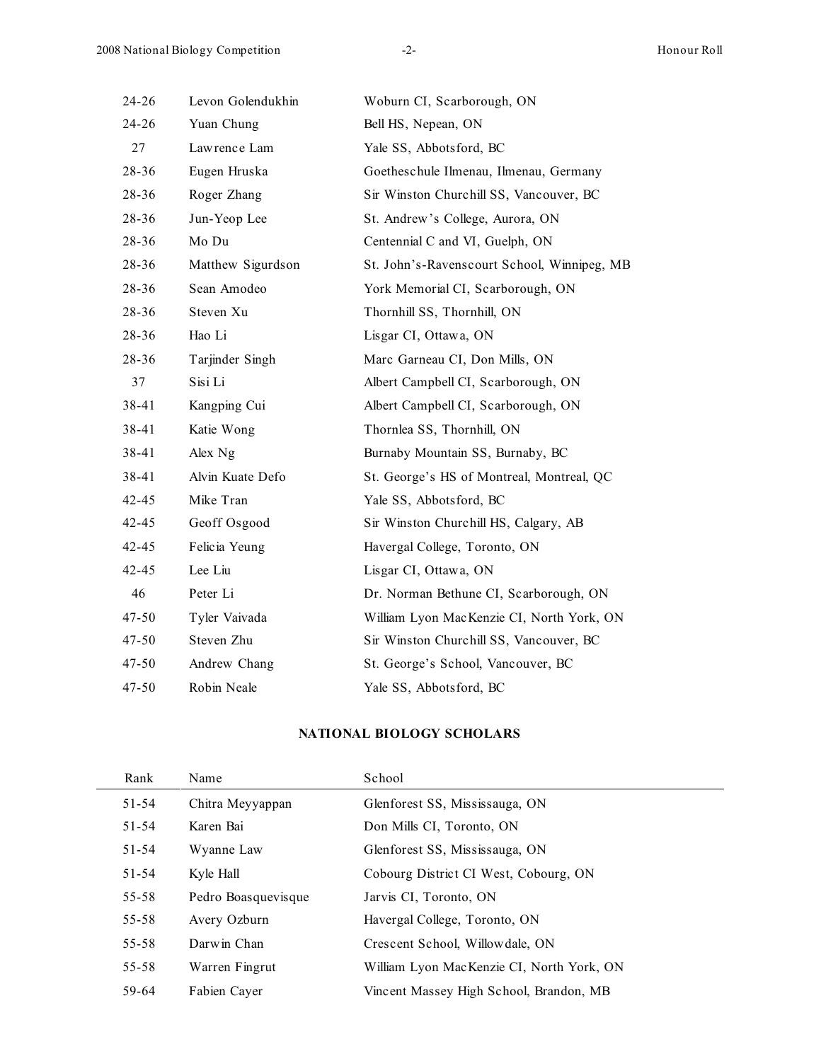| | | |
|---|---|---|
| 24-26 | Levon Golendukhin | Woburn CI, Scarborough, ON |
| 24-26 | Yuan Chung | Bell HS, Nepean, ON |
| 27 | Lawrence Lam | Yale SS, Abbotsford, BC |
| 28-36 | Eugen Hruska | Goetheschule Ilmenau, Ilmenau, Germany |
| 28-36 | Roger Zhang | Sir Winston Churchill SS, Vancouver, BC |
| 28-36 | Jun-Yeop Lee | St. Andrew's College, Aurora, ON |
| 28-36 | Mo Du | Centennial C and VI, Guelph, ON |
| 28-36 | Matthew Sigurdson | St. John's-Ravenscourt School, Winnipeg, MB |
| 28-36 | Sean Amodeo | York Memorial CI, Scarborough, ON |
| 28-36 | Steven Xu | Thornhill SS, Thornhill, ON |
| 28-36 | Hao Li | Lisgar CI, Ottawa, ON |
| 28-36 | Tarjinder Singh | Marc Garneau CI, Don Mills, ON |
| 37 | Sisi Li | Albert Campbell CI, Scarborough, ON |
| 38-41 | Kangping Cui | Albert Campbell CI, Scarborough, ON |
| 38-41 | Katie Wong | Thornlea SS, Thornhill, ON |
| 38-41 | Alex Ng | Burnaby Mountain SS, Burnaby, BC |
| 38-41 | Alvin Kuate Defo | St. George's HS of Montreal, Montreal, QC |
| 42-45 | Mike Tran | Yale SS, Abbotsford, BC |
| 42-45 | Geoff Osgood | Sir Winston Churchill HS, Calgary, AB |
| 42-45 | Felicia Yeung | Havergal College, Toronto, ON |
| 42-45 | Lee Liu | Lisgar CI, Ottawa, ON |
| 46 | Peter Li | Dr. Norman Bethune CI, Scarborough, ON |
| 47-50 | Tyler Vaivada | William Lyon MacKenzie CI, North York, ON |
| 47-50 | Steven Zhu | Sir Winston Churchill SS, Vancouver, BC |
| 47-50 | Andrew Chang | St. George's School, Vancouver, BC |
| 47-50 | Robin Neale | Yale SS, Abbotsford, BC |

## NATIONAL BIOLOGY SCHOLARS

| Rank | Name | School |
|---|---|---|
| 51-54 | Chitra Meyyappan | Glenforest SS, Mississauga, ON |
| 51-54 | Karen Bai | Don Mills CI, Toronto, ON |
| 51-54 | Wyanne Law | Glenforest SS, Mississauga, ON |
| 51-54 | Kyle Hall | Cobourg District CI West, Cobourg, ON |
| 55-58 | Pedro Boasquevisque | Jarvis CI, Toronto, ON |
| 55-58 | Avery Ozburn | Havergal College, Toronto, ON |
| 55-58 | Darwin Chan | Crescent School, Willowdale, ON |
| 55-58 | Warren Fingrut | William Lyon MacKenzie CI, North York, ON |
| 59-64 | Fabien Cayer | Vincent Massey High School, Brandon, MB |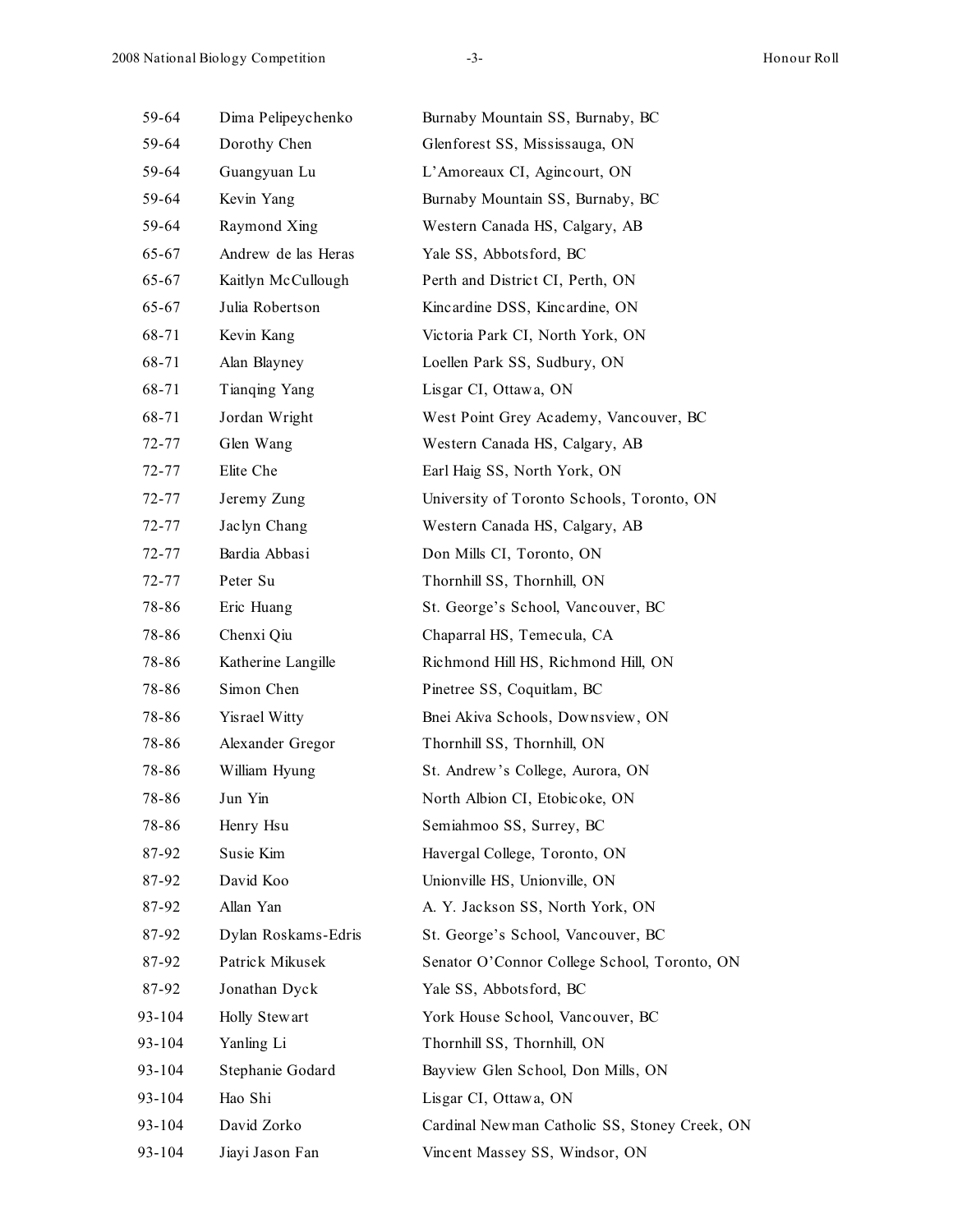| | | |
|---|---|---|
| 59-64 | Dima Pelipeychenko | Burnaby Mountain SS, Burnaby, BC |
| 59-64 | Dorothy Chen | Glenforest SS, Mississauga, ON |
| 59-64 | Guangyuan Lu | L'Amoreaux CI, Agincourt, ON |
| 59-64 | Kevin Yang | Burnaby Mountain SS, Burnaby, BC |
| 59-64 | Raymond Xing | Western Canada HS, Calgary, AB |
| 65-67 | Andrew de las Heras | Yale SS, Abbotsford, BC |
| 65-67 | Kaitlyn McCullough | Perth and District CI, Perth, ON |
| 65-67 | Julia Robertson | Kincardine DSS, Kincardine, ON |
| 68-71 | Kevin Kang | Victoria Park CI, North York, ON |
| 68-71 | Alan Blayney | Loellen Park SS, Sudbury, ON |
| 68-71 | Tianqing Yang | Lisgar CI, Ottawa, ON |
| 68-71 | Jordan Wright | West Point Grey Academy, Vancouver, BC |
| 72-77 | Glen Wang | Western Canada HS, Calgary, AB |
| 72-77 | Elite Che | Earl Haig SS, North York, ON |
| 72-77 | Jeremy Zung | University of Toronto Schools, Toronto, ON |
| 72-77 | Jaclyn Chang | Western Canada HS, Calgary, AB |
| 72-77 | Bardia Abbasi | Don Mills CI, Toronto, ON |
| 72-77 | Peter Su | Thornhill SS, Thornhill, ON |
| 78-86 | Eric Huang | St. George's School, Vancouver, BC |
| 78-86 | Chenxi Qiu | Chaparral HS, Temecula, CA |
| 78-86 | Katherine Langille | Richmond Hill HS, Richmond Hill, ON |
| 78-86 | Simon Chen | Pinetree SS, Coquitlam, BC |
| 78-86 | Yisrael Witty | Bnei Akiva Schools, Downsview, ON |
| 78-86 | Alexander Gregor | Thornhill SS, Thornhill, ON |
| 78-86 | William Hyung | St. Andrew's College, Aurora, ON |
| 78-86 | Jun Yin | North Albion CI, Etobicoke, ON |
| 78-86 | Henry Hsu | Semiahmoo SS, Surrey, BC |
| 87-92 | Susie Kim | Havergal College, Toronto, ON |
| 87-92 | David Koo | Unionville HS, Unionville, ON |
| 87-92 | Allan Yan | A. Y. Jackson SS, North York, ON |
| 87-92 | Dylan Roskams-Edris | St. George's School, Vancouver, BC |
| 87-92 | Patrick Mikusek | Senator O'Connor College School, Toronto, ON |
| 87-92 | Jonathan Dyck | Yale SS, Abbotsford, BC |
| 93-104 | Holly Stewart | York House School, Vancouver, BC |
| 93-104 | Yanling Li | Thornhill SS, Thornhill, ON |
| 93-104 | Stephanie Godard | Bayview Glen School, Don Mills, ON |
| 93-104 | Hao Shi | Lisgar CI, Ottawa, ON |
| 93-104 | David Zorko | Cardinal Newman Catholic SS, Stoney Creek, ON |
| 93-104 | Jiayi Jason Fan | Vincent Massey SS, Windsor, ON |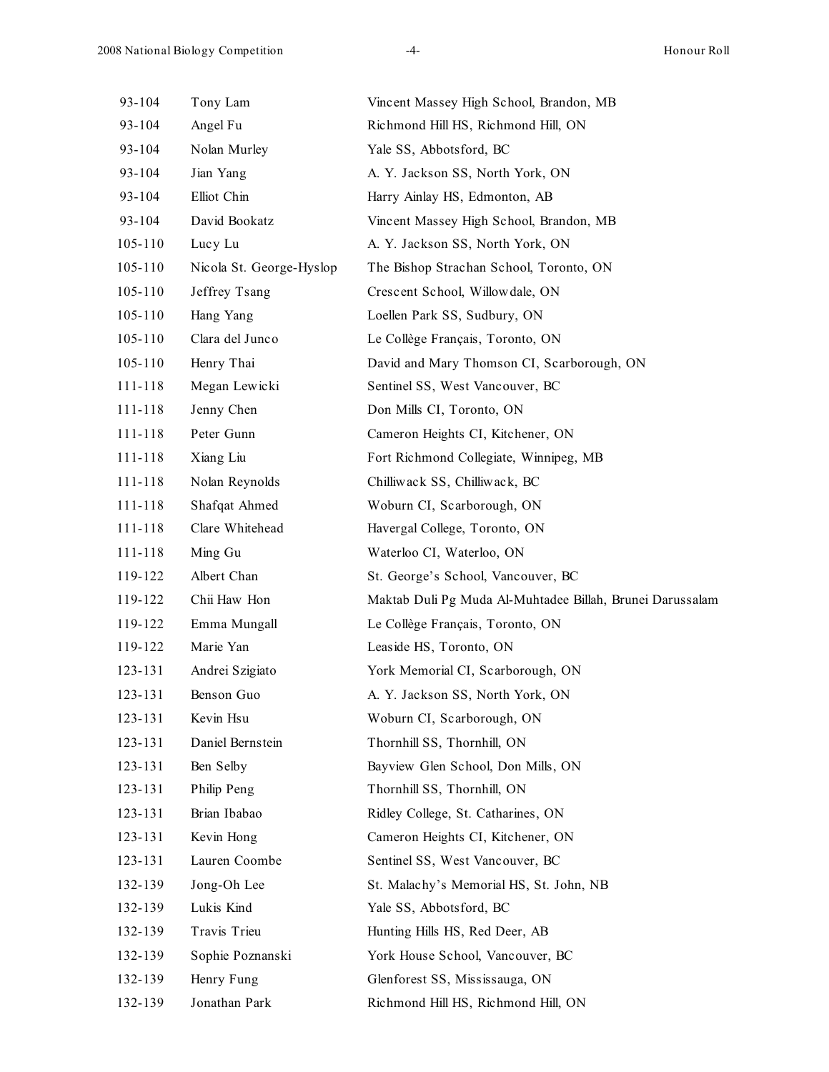| | | |
|---|---|---|
| 93-104 | Tony Lam | Vincent Massey High School, Brandon, MB |
| 93-104 | Angel Fu | Richmond Hill HS, Richmond Hill, ON |
| 93-104 | Nolan Murley | Yale SS, Abbotsford, BC |
| 93-104 | Jian Yang | A. Y. Jackson SS, North York, ON |
| 93-104 | Elliot Chin | Harry Ainlay HS, Edmonton, AB |
| 93-104 | David Bookatz | Vincent Massey High School, Brandon, MB |
| 105-110 | Lucy Lu | A. Y. Jackson SS, North York, ON |
| 105-110 | Nicola St. George-Hyslop | The Bishop Strachan School, Toronto, ON |
| 105-110 | Jeffrey Tsang | Crescent School, Willowdale, ON |
| 105-110 | Hang Yang | Loellen Park SS, Sudbury, ON |
| 105-110 | Clara del Junco | Le Collège Français, Toronto, ON |
| 105-110 | Henry Thai | David and Mary Thomson CI, Scarborough, ON |
| 111-118 | Megan Lewicki | Sentinel SS, West Vancouver, BC |
| 111-118 | Jenny Chen | Don Mills CI, Toronto, ON |
| 111-118 | Peter Gunn | Cameron Heights CI, Kitchener, ON |
| 111-118 | Xiang Liu | Fort Richmond Collegiate, Winnipeg, MB |
| 111-118 | Nolan Reynolds | Chilliwack SS, Chilliwack, BC |
| 111-118 | Shafqat Ahmed | Woburn CI, Scarborough, ON |
| 111-118 | Clare Whitehead | Havergal College, Toronto, ON |
| 111-118 | Ming Gu | Waterloo CI, Waterloo, ON |
| 119-122 | Albert Chan | St. George's School, Vancouver, BC |
| 119-122 | Chii Haw Hon | Maktab Duli Pg Muda Al-Muhtadee Billah, Brunei Darussalam |
| 119-122 | Emma Mungall | Le Collège Français, Toronto, ON |
| 119-122 | Marie Yan | Leaside HS, Toronto, ON |
| 123-131 | Andrei Szigiato | York Memorial CI, Scarborough, ON |
| 123-131 | Benson Guo | A. Y. Jackson SS, North York, ON |
| 123-131 | Kevin Hsu | Woburn CI, Scarborough, ON |
| 123-131 | Daniel Bernstein | Thornhill SS, Thornhill, ON |
| 123-131 | Ben Selby | Bayview Glen School, Don Mills, ON |
| 123-131 | Philip Peng | Thornhill SS, Thornhill, ON |
| 123-131 | Brian Ibabao | Ridley College, St. Catharines, ON |
| 123-131 | Kevin Hong | Cameron Heights CI, Kitchener, ON |
| 123-131 | Lauren Coombe | Sentinel SS, West Vancouver, BC |
| 132-139 | Jong-Oh Lee | St. Malachy's Memorial HS, St. John, NB |
| 132-139 | Lukis Kind | Yale SS, Abbotsford, BC |
| 132-139 | Travis Trieu | Hunting Hills HS, Red Deer, AB |
| 132-139 | Sophie Poznanski | York House School, Vancouver, BC |
| 132-139 | Henry Fung | Glenforest SS, Mississauga, ON |
| 132-139 | Jonathan Park | Richmond Hill HS, Richmond Hill, ON |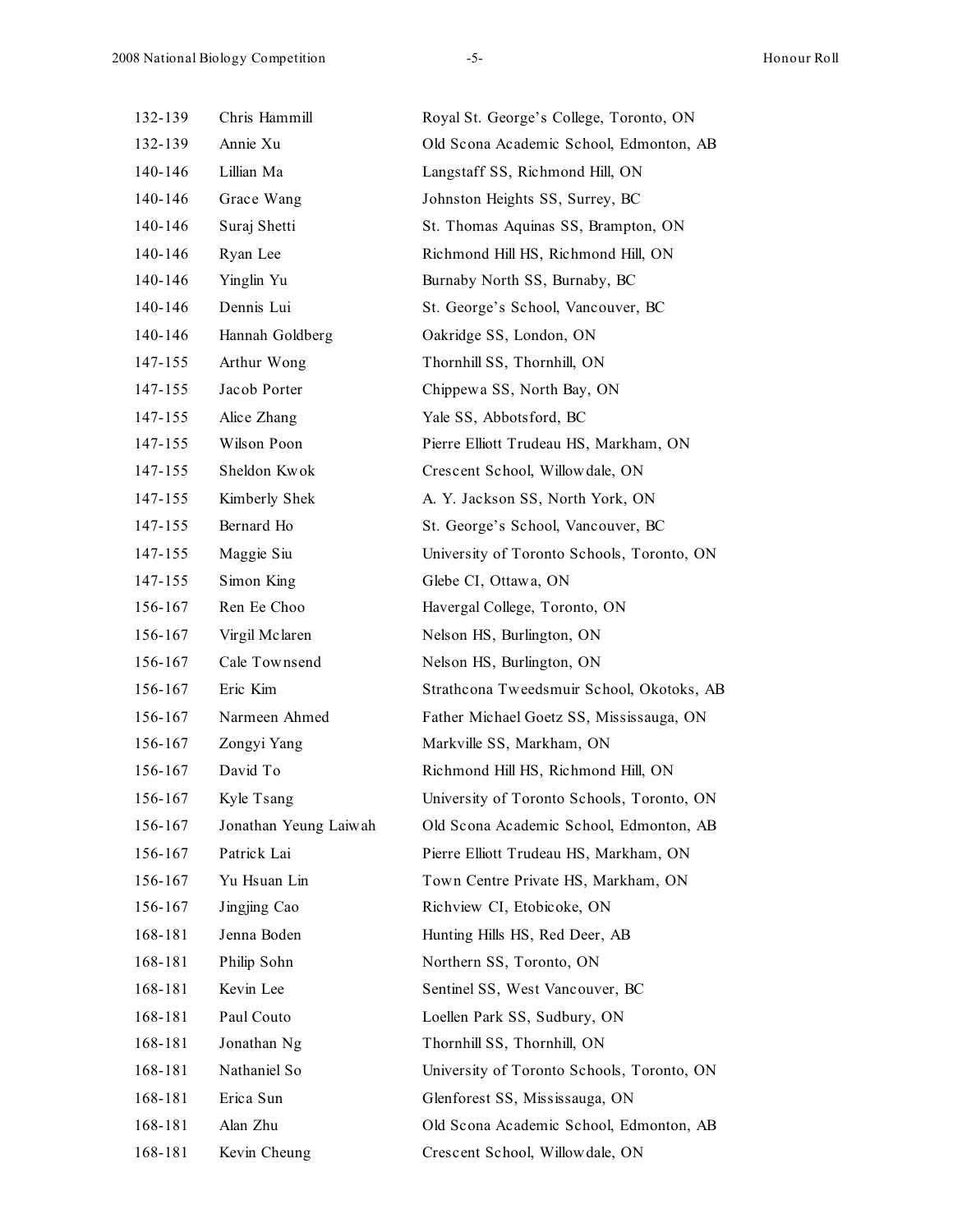| | | |
|---|---|---|
| 132-139 | Chris Hammill | Royal St. George's College, Toronto, ON |
| 132-139 | Annie Xu | Old Scona Academic School, Edmonton, AB |
| 140-146 | Lillian Ma | Langstaff SS, Richmond Hill, ON |
| 140-146 | Grace Wang | Johnston Heights SS, Surrey, BC |
| 140-146 | Suraj Shetti | St. Thomas Aquinas SS, Brampton, ON |
| 140-146 | Ryan Lee | Richmond Hill HS, Richmond Hill, ON |
| 140-146 | Yinglin Yu | Burnaby North SS, Burnaby, BC |
| 140-146 | Dennis Lui | St. George's School, Vancouver, BC |
| 140-146 | Hannah Goldberg | Oakridge SS, London, ON |
| 147-155 | Arthur Wong | Thornhill SS, Thornhill, ON |
| 147-155 | Jacob Porter | Chippewa SS, North Bay, ON |
| 147-155 | Alice Zhang | Yale SS, Abbotsford, BC |
| 147-155 | Wilson Poon | Pierre Elliott Trudeau HS, Markham, ON |
| 147-155 | Sheldon Kwok | Crescent School, Willowdale, ON |
| 147-155 | Kimberly Shek | A. Y. Jackson SS, North York, ON |
| 147-155 | Bernard Ho | St. George's School, Vancouver, BC |
| 147-155 | Maggie Siu | University of Toronto Schools, Toronto, ON |
| 147-155 | Simon King | Glebe CI, Ottawa, ON |
| 156-167 | Ren Ee Choo | Havergal College, Toronto, ON |
| 156-167 | Virgil Mclaren | Nelson HS, Burlington, ON |
| 156-167 | Cale Townsend | Nelson HS, Burlington, ON |
| 156-167 | Eric Kim | Strathcona Tweedsmuir School, Okotoks, AB |
| 156-167 | Narmeen Ahmed | Father Michael Goetz SS, Mississauga, ON |
| 156-167 | Zongyi Yang | Markville SS, Markham, ON |
| 156-167 | David To | Richmond Hill HS, Richmond Hill, ON |
| 156-167 | Kyle Tsang | University of Toronto Schools, Toronto, ON |
| 156-167 | Jonathan Yeung Laiwah | Old Scona Academic School, Edmonton, AB |
| 156-167 | Patrick Lai | Pierre Elliott Trudeau HS, Markham, ON |
| 156-167 | Yu Hsuan Lin | Town Centre Private HS, Markham, ON |
| 156-167 | Jingjing Cao | Richview CI, Etobicoke, ON |
| 168-181 | Jenna Boden | Hunting Hills HS, Red Deer, AB |
| 168-181 | Philip Sohn | Northern SS, Toronto, ON |
| 168-181 | Kevin Lee | Sentinel SS, West Vancouver, BC |
| 168-181 | Paul Couto | Loellen Park SS, Sudbury, ON |
| 168-181 | Jonathan Ng | Thornhill SS, Thornhill, ON |
| 168-181 | Nathaniel So | University of Toronto Schools, Toronto, ON |
| 168-181 | Erica Sun | Glenforest SS, Mississauga, ON |
| 168-181 | Alan Zhu | Old Scona Academic School, Edmonton, AB |
| 168-181 | Kevin Cheung | Crescent School, Willowdale, ON |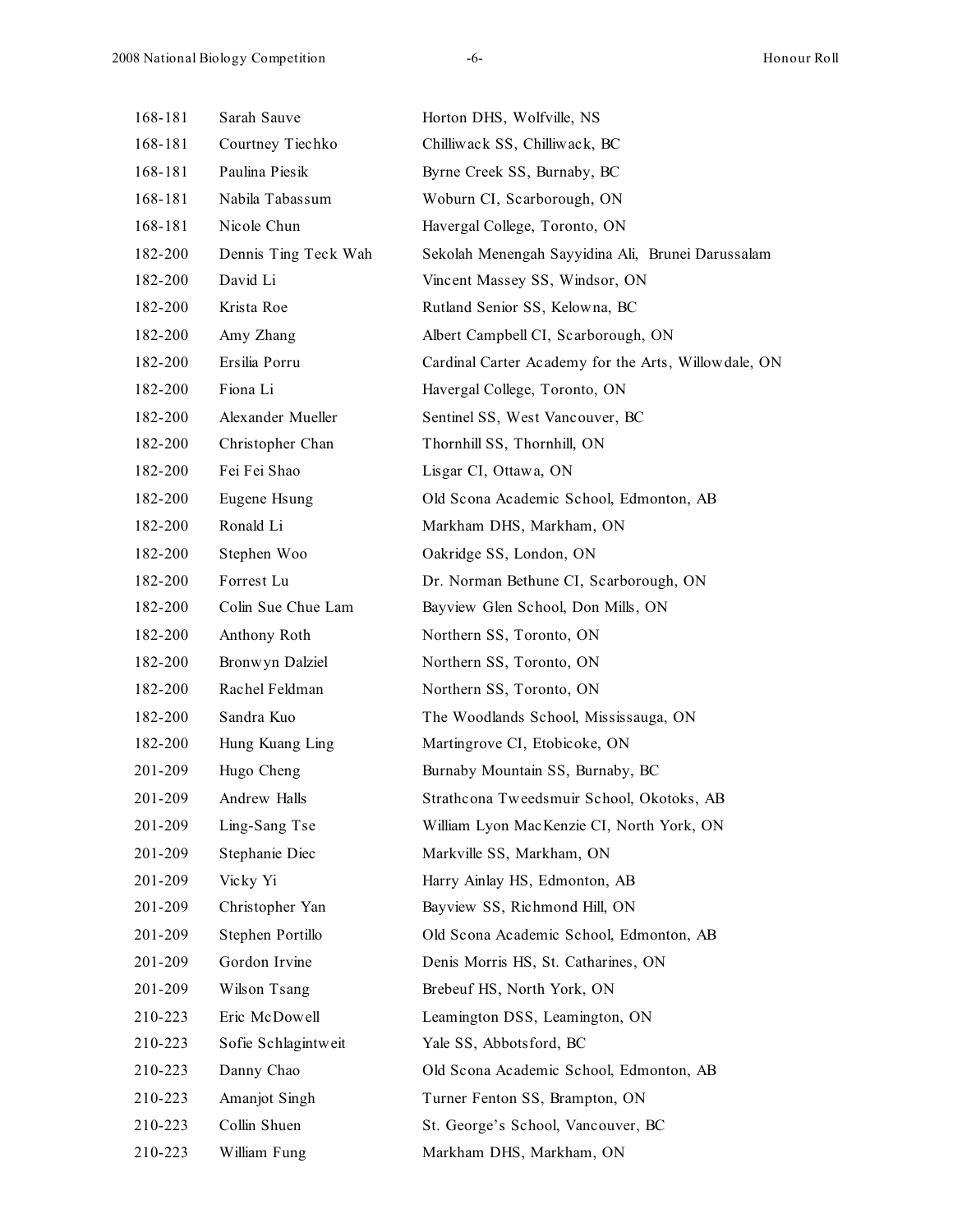| | | |
|---|---|---|
| 168-181 | Sarah Sauve | Horton DHS, Wolfville, NS |
| 168-181 | Courtney Tiechko | Chilliwack SS, Chilliwack, BC |
| 168-181 | Paulina Piesik | Byrne Creek SS, Burnaby, BC |
| 168-181 | Nabila Tabassum | Woburn CI, Scarborough, ON |
| 168-181 | Nicole Chun | Havergal College, Toronto, ON |
| 182-200 | Dennis Ting Teck Wah | Sekolah Menengah Sayyidina Ali, Brunei Darussalam |
| 182-200 | David Li | Vincent Massey SS, Windsor, ON |
| 182-200 | Krista Roe | Rutland Senior SS, Kelowna, BC |
| 182-200 | Amy Zhang | Albert Campbell CI, Scarborough, ON |
| 182-200 | Ersilia Porru | Cardinal Carter Academy for the Arts, Willowdale, ON |
| 182-200 | Fiona Li | Havergal College, Toronto, ON |
| 182-200 | Alexander Mueller | Sentinel SS, West Vancouver, BC |
| 182-200 | Christopher Chan | Thornhill SS, Thornhill, ON |
| 182-200 | Fei Fei Shao | Lisgar CI, Ottawa, ON |
| 182-200 | Eugene Hsung | Old Scona Academic School, Edmonton, AB |
| 182-200 | Ronald Li | Markham DHS, Markham, ON |
| 182-200 | Stephen Woo | Oakridge SS, London, ON |
| 182-200 | Forrest Lu | Dr. Norman Bethune CI, Scarborough, ON |
| 182-200 | Colin Sue Chue Lam | Bayview Glen School, Don Mills, ON |
| 182-200 | Anthony Roth | Northern SS, Toronto, ON |
| 182-200 | Bronwyn Dalziel | Northern SS, Toronto, ON |
| 182-200 | Rachel Feldman | Northern SS, Toronto, ON |
| 182-200 | Sandra Kuo | The Woodlands School, Mississauga, ON |
| 182-200 | Hung Kuang Ling | Martingrove CI, Etobicoke, ON |
| 201-209 | Hugo Cheng | Burnaby Mountain SS, Burnaby, BC |
| 201-209 | Andrew Halls | Strathcona Tweedsmuir School, Okotoks, AB |
| 201-209 | Ling-Sang Tse | William Lyon MacKenzie CI, North York, ON |
| 201-209 | Stephanie Diec | Markville SS, Markham, ON |
| 201-209 | Vicky Yi | Harry Ainlay HS, Edmonton, AB |
| 201-209 | Christopher Yan | Bayview SS, Richmond Hill, ON |
| 201-209 | Stephen Portillo | Old Scona Academic School, Edmonton, AB |
| 201-209 | Gordon Irvine | Denis Morris HS, St. Catharines, ON |
| 201-209 | Wilson Tsang | Brebeuf HS, North York, ON |
| 210-223 | Eric McDowell | Leamington DSS, Leamington, ON |
| 210-223 | Sofie Schlagintweit | Yale SS, Abbotsford, BC |
| 210-223 | Danny Chao | Old Scona Academic School, Edmonton, AB |
| 210-223 | Amanjot Singh | Turner Fenton SS, Brampton, ON |
| 210-223 | Collin Shuen | St. George's School, Vancouver, BC |
| 210-223 | William Fung | Markham DHS, Markham, ON |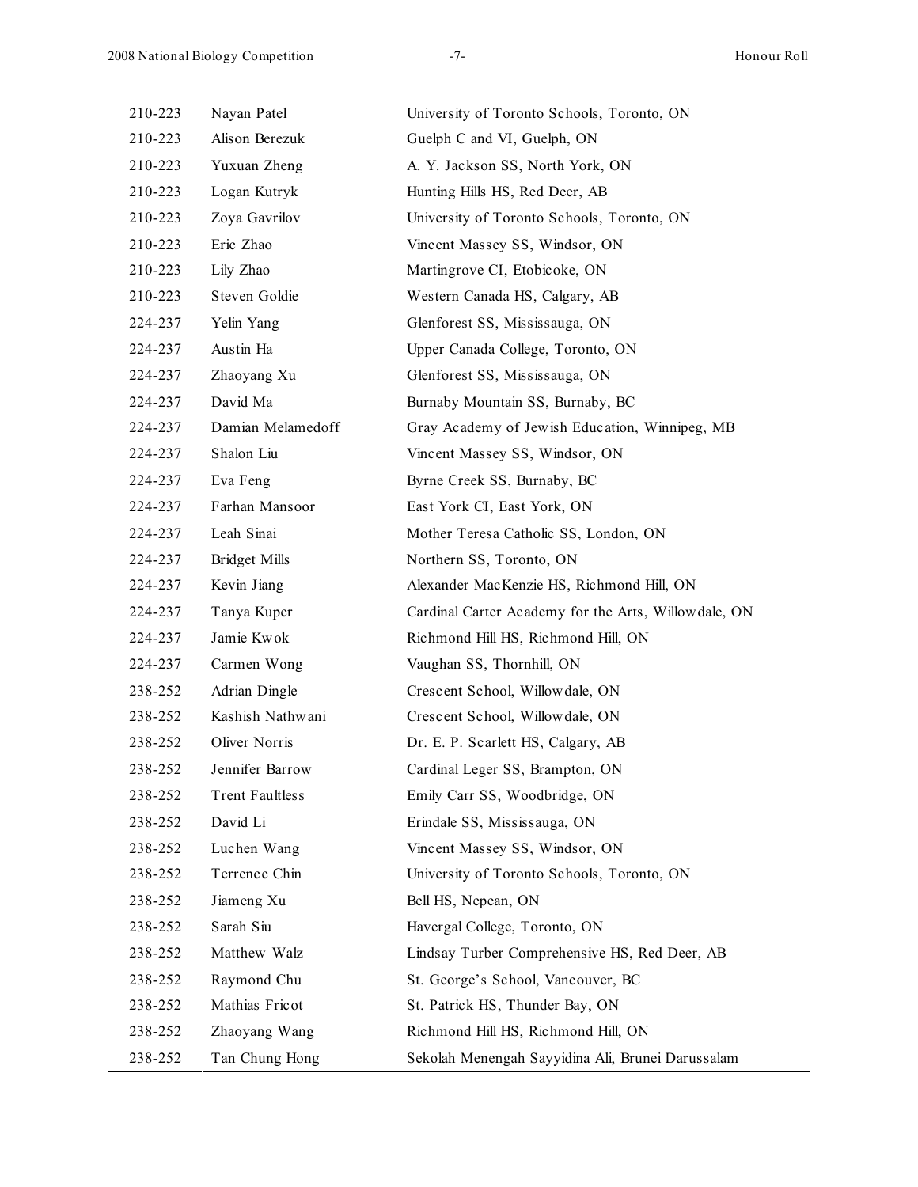| | | |
|---|---|---|
| 210-223 | Nayan Patel | University of Toronto Schools, Toronto, ON |
| 210-223 | Alison Berezuk | Guelph C and VI, Guelph, ON |
| 210-223 | Yuxuan Zheng | A. Y. Jackson SS, North York, ON |
| 210-223 | Logan Kutryk | Hunting Hills HS, Red Deer, AB |
| 210-223 | Zoya Gavrilov | University of Toronto Schools, Toronto, ON |
| 210-223 | Eric Zhao | Vincent Massey SS, Windsor, ON |
| 210-223 | Lily Zhao | Martingrove CI, Etobicoke, ON |
| 210-223 | Steven Goldie | Western Canada HS, Calgary, AB |
| 224-237 | Yelin Yang | Glenforest SS, Mississauga, ON |
| 224-237 | Austin Ha | Upper Canada College, Toronto, ON |
| 224-237 | Zhaoyang Xu | Glenforest SS, Mississauga, ON |
| 224-237 | David Ma | Burnaby Mountain SS, Burnaby, BC |
| 224-237 | Damian Melamedoff | Gray Academy of Jewish Education, Winnipeg, MB |
| 224-237 | Shalon Liu | Vincent Massey SS, Windsor, ON |
| 224-237 | Eva Feng | Byrne Creek SS, Burnaby, BC |
| 224-237 | Farhan Mansoor | East York CI, East York, ON |
| 224-237 | Leah Sinai | Mother Teresa Catholic SS, London, ON |
| 224-237 | Bridget Mills | Northern SS, Toronto, ON |
| 224-237 | Kevin Jiang | Alexander MacKenzie HS, Richmond Hill, ON |
| 224-237 | Tanya Kuper | Cardinal Carter Academy for the Arts, Willowdale, ON |
| 224-237 | Jamie Kwok | Richmond Hill HS, Richmond Hill, ON |
| 224-237 | Carmen Wong | Vaughan SS, Thornhill, ON |
| 238-252 | Adrian Dingle | Crescent School, Willowdale, ON |
| 238-252 | Kashish Nathwani | Crescent School, Willowdale, ON |
| 238-252 | Oliver Norris | Dr. E. P. Scarlett HS, Calgary, AB |
| 238-252 | Jennifer Barrow | Cardinal Leger SS, Brampton, ON |
| 238-252 | Trent Faultless | Emily Carr SS, Woodbridge, ON |
| 238-252 | David Li | Erindale SS, Mississauga, ON |
| 238-252 | Luchen Wang | Vincent Massey SS, Windsor, ON |
| 238-252 | Terrence Chin | University of Toronto Schools, Toronto, ON |
| 238-252 | Jiameng Xu | Bell HS, Nepean, ON |
| 238-252 | Sarah Siu | Havergal College, Toronto, ON |
| 238-252 | Matthew Walz | Lindsay Turber Comprehensive HS, Red Deer, AB |
| 238-252 | Raymond Chu | St. George's School, Vancouver, BC |
| 238-252 | Mathias Fricot | St. Patrick HS, Thunder Bay, ON |
| 238-252 | Zhaoyang Wang | Richmond Hill HS, Richmond Hill, ON |
| 238-252 | Tan Chung Hong | Sekolah Menengah Sayyidina Ali, Brunei Darussalam |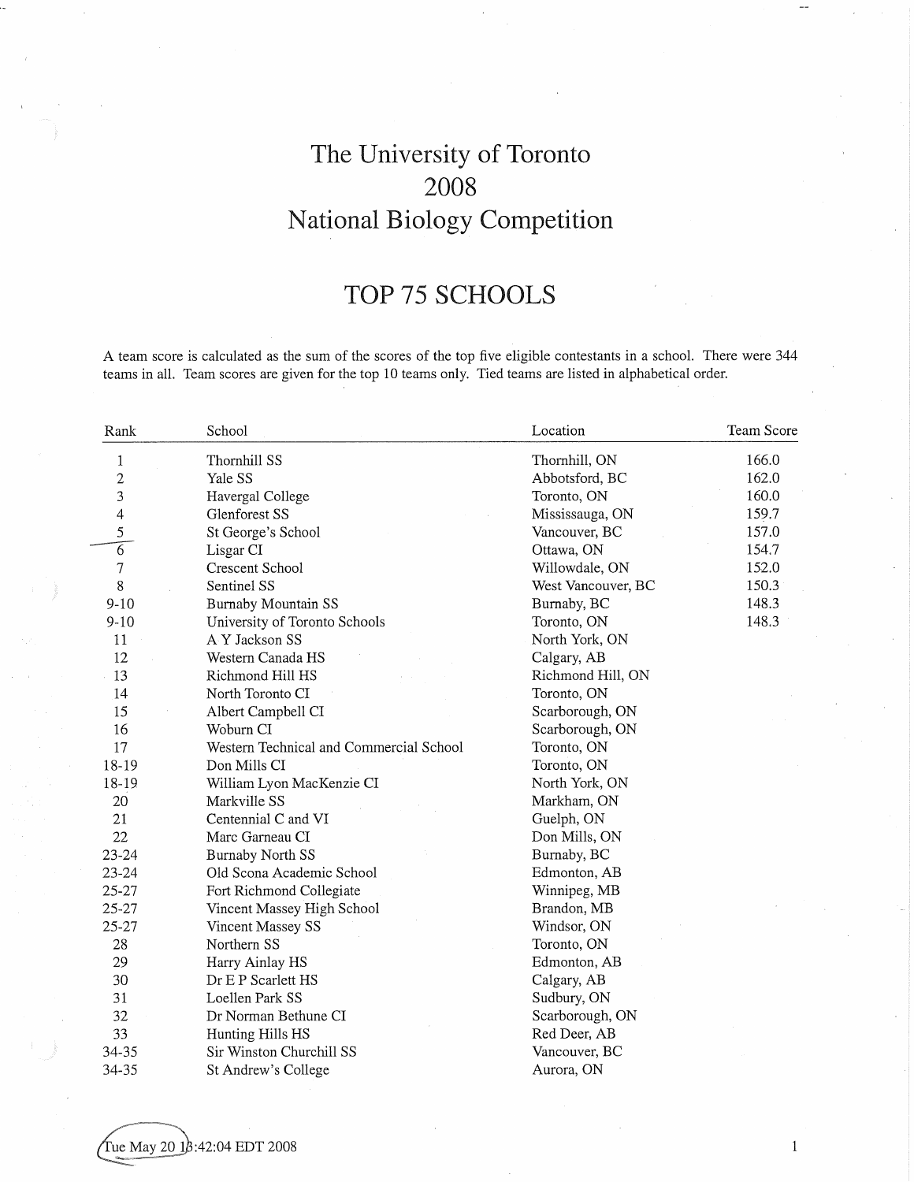# The University of Toronto 2008 National Biology Competition

## TOP 75 SCHOOLS

A team score is calculated as the sum of the scores of the top five eligible contestants in a school. There were 344 teams in all. Team scores are given for the top 10 teams only. Tied teams are listed in alphabetical order.

| Rank | School | Location | Team Score |
|---|---|---|---|
| 1 | Thornhill SS | Thornhill, ON | 166.0 |
| 2 | Yale SS | Abbotsford, BC | 162.0 |
| 3 | Havergal College | Toronto, ON | 160.0 |
| 4 | Glenforest SS | Mississauga, ON | 159.7 |
| 5 | St George's School | Vancouver, BC | 157.0 |
| 6 | Lisgar CI | Ottawa, ON | 154.7 |
| 7 | Crescent School | Willowdale, ON | 152.0 |
| 8 | Sentinel SS | West Vancouver, BC | 150.3 |
| 9-10 | Burnaby Mountain SS | Burnaby, BC | 148.3 |
| 9-10 | University of Toronto Schools | Toronto, ON | 148.3 |
| 11 | A Y Jackson SS | North York, ON | |
| 12 | Western Canada HS | Calgary, AB | |
| 13 | Richmond Hill HS | Richmond Hill, ON | |
| 14 | North Toronto CI | Toronto, ON | |
| 15 | Albert Campbell CI | Scarborough, ON | |
| 16 | Woburn CI | Scarborough, ON | |
| 17 | Western Technical and Commercial School | Toronto, ON | |
| 18-19 | Don Mills CI | Toronto, ON | |
| 18-19 | William Lyon MacKenzie CI | North York, ON | |
| 20 | Markville SS | Markham, ON | |
| 21 | Centennial C and VI | Guelph, ON | |
| 22 | Marc Garneau CI | Don Mills, ON | |
| 23-24 | Burnaby North SS | Burnaby, BC | |
| 23-24 | Old Scona Academic School | Edmonton, AB | |
| 25-27 | Fort Richmond Collegiate | Winnipeg, MB | |
| 25-27 | Vincent Massey High School | Brandon, MB | |
| 25-27 | Vincent Massey SS | Windsor, ON | |
| 28 | Northern SS | Toronto, ON | |
| 29 | Harry Ainlay HS | Edmonton, AB | |
| 30 | Dr E P Scarlett HS | Calgary, AB | |
| 31 | Loellen Park SS | Sudbury, ON | |
| 32 | Dr Norman Bethune CI | Scarborough, ON | |
| 33 | Hunting Hills HS | Red Deer, AB | |
| 34-35 | Sir Winston Churchill SS | Vancouver, BC | |
| 34-35 | St Andrew's College | Aurora, ON | |

Tue May 20 13:42:04 EDT 2008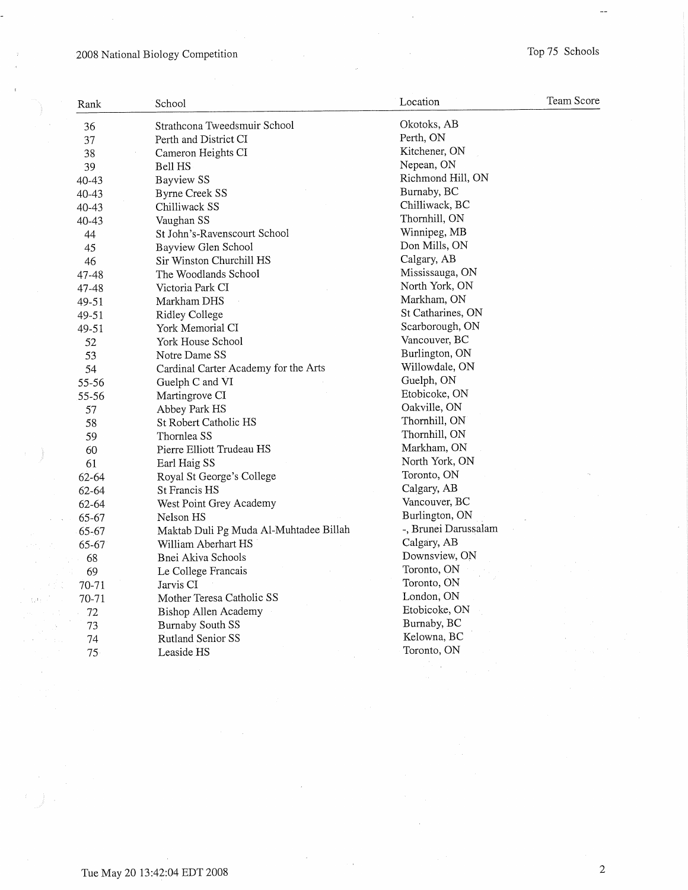| Rank | School | Location | Team Score |
|---|---|---|---|
| 36 | Strathcona Tweedsmuir School | Okotoks, AB | |
| 37 | Perth and District CI | Perth, ON | |
| 38 | Cameron Heights CI | Kitchener, ON | |
| 39 | Bell HS | Nepean, ON | |
| 40-43 | Bayview SS | Richmond Hill, ON | |
| 40-43 | Byrne Creek SS | Burnaby, BC | |
| 40-43 | Chilliwack SS | Chilliwack, BC | |
| 40-43 | Vaughan SS | Thornhill, ON | |
| 44 | St John's-Ravenscourt School | Winnipeg, MB | |
| 45 | Bayview Glen School | Don Mills, ON | |
| 46 | Sir Winston Churchill HS | Calgary, AB | |
| 47-48 | The Woodlands School | Mississauga, ON | |
| 47-48 | Victoria Park CI | North York, ON | |
| 49-51 | Markham DHS | Markham, ON | |
| 49-51 | Ridley College | St Catharines, ON | |
| 49-51 | York Memorial CI | Scarborough, ON | |
| 52 | York House School | Vancouver, BC | |
| 53 | Notre Dame SS | Burlington, ON | |
| 54 | Cardinal Carter Academy for the Arts | Willowdale, ON | |
| 55-56 | Guelph C and VI | Guelph, ON | |
| 55-56 | Martingrove CI | Etobicoke, ON | |
| 57 | Abbey Park HS | Oakville, ON | |
| 58 | St Robert Catholic HS | Thornhill, ON | |
| 59 | Thornlea SS | Thornhill, ON | |
| 60 | Pierre Elliott Trudeau HS | Markham, ON | |
| 61 | Earl Haig SS | North York, ON | |
| 62-64 | Royal St George's College | Toronto, ON | |
| 62-64 | St Francis HS | Calgary, AB | |
| 62-64 | West Point Grey Academy | Vancouver, BC | |
| 65-67 | Nelson HS | Burlington, ON | |
| 65-67 | Maktab Duli Pg Muda Al-Muhtadee Billah | -, Brunei Darussalam | |
| 65-67 | William Aberhart HS | Calgary, AB | |
| 68 | Bnei Akiva Schools | Downsview, ON | |
| 69 | Le College Francais | Toronto, ON | |
| 70-71 | Jarvis CI | Toronto, ON | |
| 70-71 | Mother Teresa Catholic SS | London, ON | |
| 72 | Bishop Allen Academy | Etobicoke, ON | |
| 73 | Burnaby South SS | Burnaby, BC | |
| 74 | Rutland Senior SS | Kelowna, BC | |
| 75 | Leaside HS | Toronto, ON | |